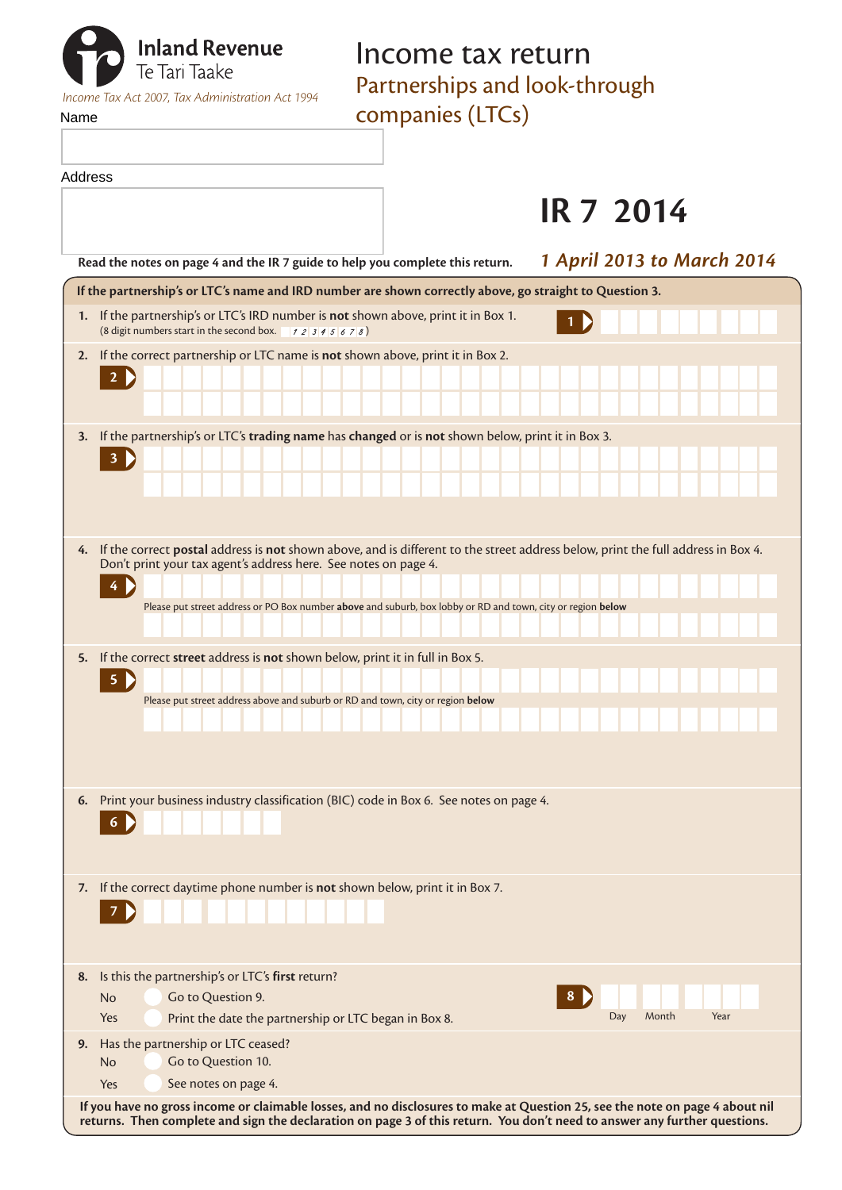**Inland Revenue**
Te Tari Taake

*Income Tax Act 2007, Tax Administration Act 1994*

# Income tax return

## Partnerships and look-through companies (LTCs)

# IR 7 2014

*1 April 2013 to March 2014*

Name

Address

**Read the notes on page 4 and the IR 7 guide to help you complete this return.**

**If the partnership's or LTC's name and IRD number are shown correctly above, go straight to Question 3.**

1. If the partnership's or LTC's IRD number is **not** shown above, print it in Box 1.
   (8 digit numbers start in the second box. 1 2 3 4 5 6 7 8)

   **1**

2. If the correct partnership or LTC name is **not** shown above, print it in Box 2.

   **2**

3. If the partnership's or LTC's **trading name** has **changed** or is **not** shown below, print it in Box 3.

   **3**

4. If the correct **postal** address is **not** shown above, and is different to the street address below, print the full address in Box 4. Don't print your tax agent's address here. See notes on page 4.

   **4**

   Please put street address or PO Box number **above** and suburb, box lobby or RD and town, city or region **below**

5. If the correct **street** address is **not** shown below, print it in full in Box 5.

   **5**

   Please put street address above and suburb or RD and town, city or region **below**

6. Print your business industry classification (BIC) code in Box 6. See notes on page 4.

   **6**

7. If the correct daytime phone number is **not** shown below, print it in Box 7.

   **7**

8. Is this the partnership's or LTC's **first** return?

   No ◯ Go to Question 9.

   Yes ◯ Print the date the partnership or LTC began in Box 8.

   **8** Day Month Year

9. Has the partnership or LTC ceased?

   No ◯ Go to Question 10.

   Yes ◯ See notes on page 4.

**If you have no gross income or claimable losses, and no disclosures to make at Question 25, see the note on page 4 about nil returns. Then complete and sign the declaration on page 3 of this return. You don't need to answer any further questions.**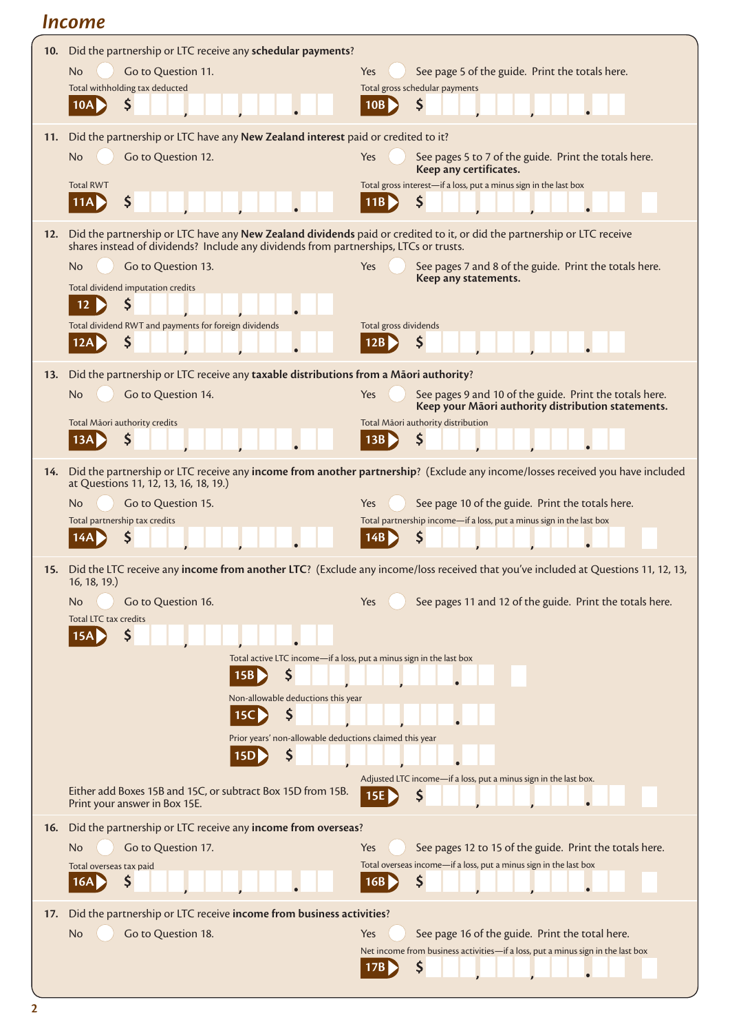## Income

**10.** Did the partnership or LTC receive any **schedular payments**?

No ◯ Go to Question 11.

Yes ◯ See page 5 of the guide. Print the totals here.

Total withholding tax deducted
**10A** $

Total gross schedular payments
**10B** $

**11.** Did the partnership or LTC have any **New Zealand interest** paid or credited to it?

No ◯ Go to Question 12.

Yes ◯ See pages 5 to 7 of the guide. Print the totals here. **Keep any certificates.**

Total RWT
**11A** $

Total gross interest—if a loss, put a minus sign in the last box
**11B** $

**12.** Did the partnership or LTC have any **New Zealand dividends** paid or credited to it, or did the partnership or LTC receive shares instead of dividends? Include any dividends from partnerships, LTCs or trusts.

No ◯ Go to Question 13.

Yes ◯ See pages 7 and 8 of the guide. Print the totals here. **Keep any statements.**

Total dividend imputation credits
**12** $

Total dividend RWT and payments for foreign dividends
**12A** $

Total gross dividends
**12B** $

**13.** Did the partnership or LTC receive any **taxable distributions from a Māori authority**?

No ◯ Go to Question 14.

Yes ◯ See pages 9 and 10 of the guide. Print the totals here. **Keep your Māori authority distribution statements.**

Total Māori authority credits
**13A** $

Total Māori authority distribution
**13B** $

**14.** Did the partnership or LTC receive any **income from another partnership**? (Exclude any income/losses received you have included at Questions 11, 12, 13, 16, 18, 19.)

No ◯ Go to Question 15.

Yes ◯ See page 10 of the guide. Print the totals here.

Total partnership tax credits
**14A** $

Total partnership income—if a loss, put a minus sign in the last box
**14B** $

**15.** Did the LTC receive any **income from another LTC**? (Exclude any income/loss received that you've included at Questions 11, 12, 13, 16, 18, 19.)

No ◯ Go to Question 16.

Yes ◯ See pages 11 and 12 of the guide. Print the totals here.

Total LTC tax credits
**15A** $

Total active LTC income—if a loss, put a minus sign in the last box
**15B** $

Non-allowable deductions this year
**15C** $

Prior years' non-allowable deductions claimed this year
**15D** $

Either add Boxes 15B and 15C, or subtract Box 15D from 15B. Print your answer in Box 15E.

Adjusted LTC income—if a loss, put a minus sign in the last box.
**15E** $

**16.** Did the partnership or LTC receive any **income from overseas**?

No ◯ Go to Question 17.

Yes ◯ See pages 12 to 15 of the guide. Print the totals here.

Total overseas tax paid
**16A** $

Total overseas income—if a loss, put a minus sign in the last box
**16B** $

**17.** Did the partnership or LTC receive **income from business activities**?

No ◯ Go to Question 18.

Yes ◯ See page 16 of the guide. Print the total here.

Net income from business activities—if a loss, put a minus sign in the last box
**17B** $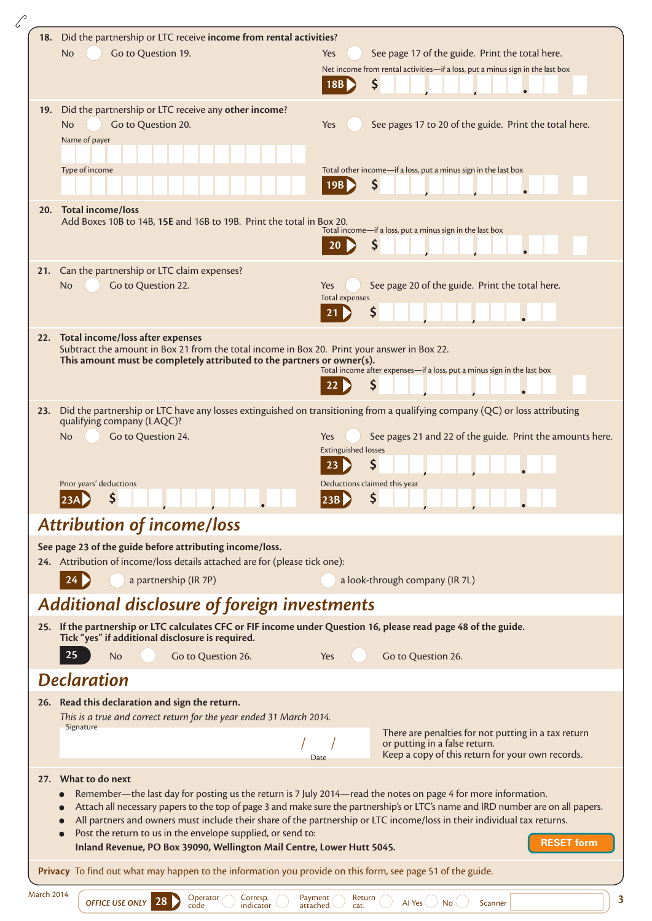**18.** Did the partnership or LTC receive **income from rental activities**?

No ○ Go to Question 19.

Yes ○ See page 17 of the guide. Print the total here.

Net income from rental activities—if a loss, put a minus sign in the last box

**18B** $ 

**19.** Did the partnership or LTC receive any **other income**?

No ○ Go to Question 20.

Yes ○ See pages 17 to 20 of the guide. Print the total here.

Name of payer

Type of income

Total other income—if a loss, put a minus sign in the last box

**19B** $ 

**20. Total income/loss**

Add Boxes 10B to 14B, **15E** and 16B to 19B. Print the total in Box 20.

Total income—if a loss, put a minus sign in the last box

**20** $ 

**21.** Can the partnership or LTC claim expenses?

No ○ Go to Question 22.

Yes ○ See page 20 of the guide. Print the total here.

Total expenses

**21** $ 

**22. Total income/loss after expenses**

Subtract the amount in Box 21 from the total income in Box 20. Print your answer in Box 22.
**This amount must be completely attributed to the partners or owner(s).**

Total income after expenses—if a loss, put a minus sign in the last box

**22** $ 

**23.** Did the partnership or LTC have any losses extinguished on transitioning from a qualifying company (QC) or loss attributing qualifying company (LAQC)?

No ○ Go to Question 24.

Yes ○ See pages 21 and 22 of the guide. Print the amounts here.

Extinguished losses

**23** $ 

Prior years' deductions

**23A** $ 

Deductions claimed this year

**23B** $ 

## *Attribution of income/loss*

**See page 23 of the guide before attributing income/loss.**

**24.** Attribution of income/loss details attached are for (please tick one):

**24** ○ a partnership (IR 7P) ○ a look-through company (IR 7L)

## *Additional disclosure of foreign investments*

**25. If the partnership or LTC calculates CFC or FIF income under Question 16, please read page 48 of the guide. Tick "yes" if additional disclosure is required.**

**25** No ○ Go to Question 26. Yes ○ Go to Question 26.

## *Declaration*

**26. Read this declaration and sign the return.**

*This is a true and correct return for the year ended 31 March 2014.*

Signature

Date / /

There are penalties for not putting in a tax return or putting in a false return.
Keep a copy of this return for your own records.

**27. What to do next**

- Remember—the last day for posting us the return is 7 July 2014—read the notes on page 4 for more information.
- Attach all necessary papers to the top of page 3 and make sure the partnership's or LTC's name and IRD number are on all papers.
- All partners and owners must include their share of the partnership or LTC income/loss in their individual tax returns.
- Post the return to us in the envelope supplied, or send to:
  **Inland Revenue, PO Box 39090, Wellington Mail Centre, Lower Hutt 5045.**

RESET form

**Privacy** To find out what may happen to the information you provide on this form, see page 51 of the guide.

March 2014

*OFFICE USE ONLY* **28** Operator code ○ Corresp. indicator ○ Payment attached ○ Return cat. ○ Al Yes ○ No ○ Scanner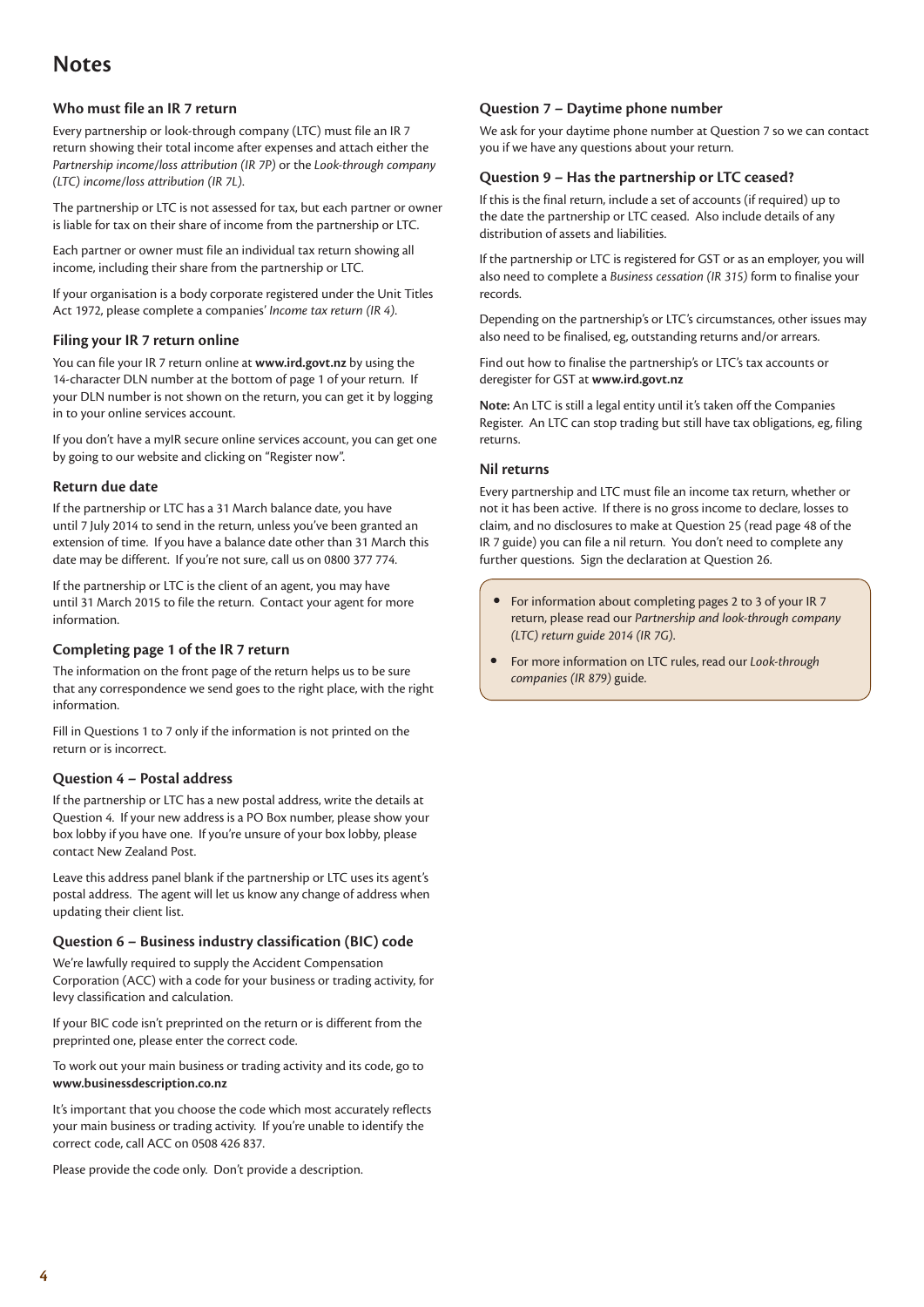# Notes

## Who must file an IR 7 return

Every partnership or look-through company (LTC) must file an IR 7 return showing their total income after expenses and attach either the *Partnership income/loss attribution (IR 7P)* or the *Look-through company (LTC) income/loss attribution (IR 7L)*.

The partnership or LTC is not assessed for tax, but each partner or owner is liable for tax on their share of income from the partnership or LTC.

Each partner or owner must file an individual tax return showing all income, including their share from the partnership or LTC.

If your organisation is a body corporate registered under the Unit Titles Act 1972, please complete a companies' *Income tax return (IR 4)*.

## Filing your IR 7 return online

You can file your IR 7 return online at **www.ird.govt.nz** by using the 14-character DLN number at the bottom of page 1 of your return. If your DLN number is not shown on the return, you can get it by logging in to your online services account.

If you don't have a myIR secure online services account, you can get one by going to our website and clicking on "Register now".

## Return due date

If the partnership or LTC has a 31 March balance date, you have until 7 July 2014 to send in the return, unless you've been granted an extension of time. If you have a balance date other than 31 March this date may be different. If you're not sure, call us on 0800 377 774.

If the partnership or LTC is the client of an agent, you may have until 31 March 2015 to file the return. Contact your agent for more information.

## Completing page 1 of the IR 7 return

The information on the front page of the return helps us to be sure that any correspondence we send goes to the right place, with the right information.

Fill in Questions 1 to 7 only if the information is not printed on the return or is incorrect.

## Question 4 – Postal address

If the partnership or LTC has a new postal address, write the details at Question 4. If your new address is a PO Box number, please show your box lobby if you have one. If you're unsure of your box lobby, please contact New Zealand Post.

Leave this address panel blank if the partnership or LTC uses its agent's postal address. The agent will let us know any change of address when updating their client list.

## Question 6 – Business industry classification (BIC) code

We're lawfully required to supply the Accident Compensation Corporation (ACC) with a code for your business or trading activity, for levy classification and calculation.

If your BIC code isn't preprinted on the return or is different from the preprinted one, please enter the correct code.

To work out your main business or trading activity and its code, go to **www.businessdescription.co.nz**

It's important that you choose the code which most accurately reflects your main business or trading activity. If you're unable to identify the correct code, call ACC on 0508 426 837.

Please provide the code only. Don't provide a description.

## Question 7 – Daytime phone number

We ask for your daytime phone number at Question 7 so we can contact you if we have any questions about your return.

## Question 9 – Has the partnership or LTC ceased?

If this is the final return, include a set of accounts (if required) up to the date the partnership or LTC ceased. Also include details of any distribution of assets and liabilities.

If the partnership or LTC is registered for GST or as an employer, you will also need to complete a *Business cessation (IR 315)* form to finalise your records.

Depending on the partnership's or LTC's circumstances, other issues may also need to be finalised, eg, outstanding returns and/or arrears.

Find out how to finalise the partnership's or LTC's tax accounts or deregister for GST at **www.ird.govt.nz**

**Note:** An LTC is still a legal entity until it's taken off the Companies Register. An LTC can stop trading but still have tax obligations, eg, filing returns.

## Nil returns

Every partnership and LTC must file an income tax return, whether or not it has been active. If there is no gross income to declare, losses to claim, and no disclosures to make at Question 25 (read page 48 of the IR 7 guide) you can file a nil return. You don't need to complete any further questions. Sign the declaration at Question 26.

- For information about completing pages 2 to 3 of your IR 7 return, please read our *Partnership and look-through company (LTC) return guide 2014 (IR 7G)*.
- For more information on LTC rules, read our *Look-through companies (IR 879)* guide.